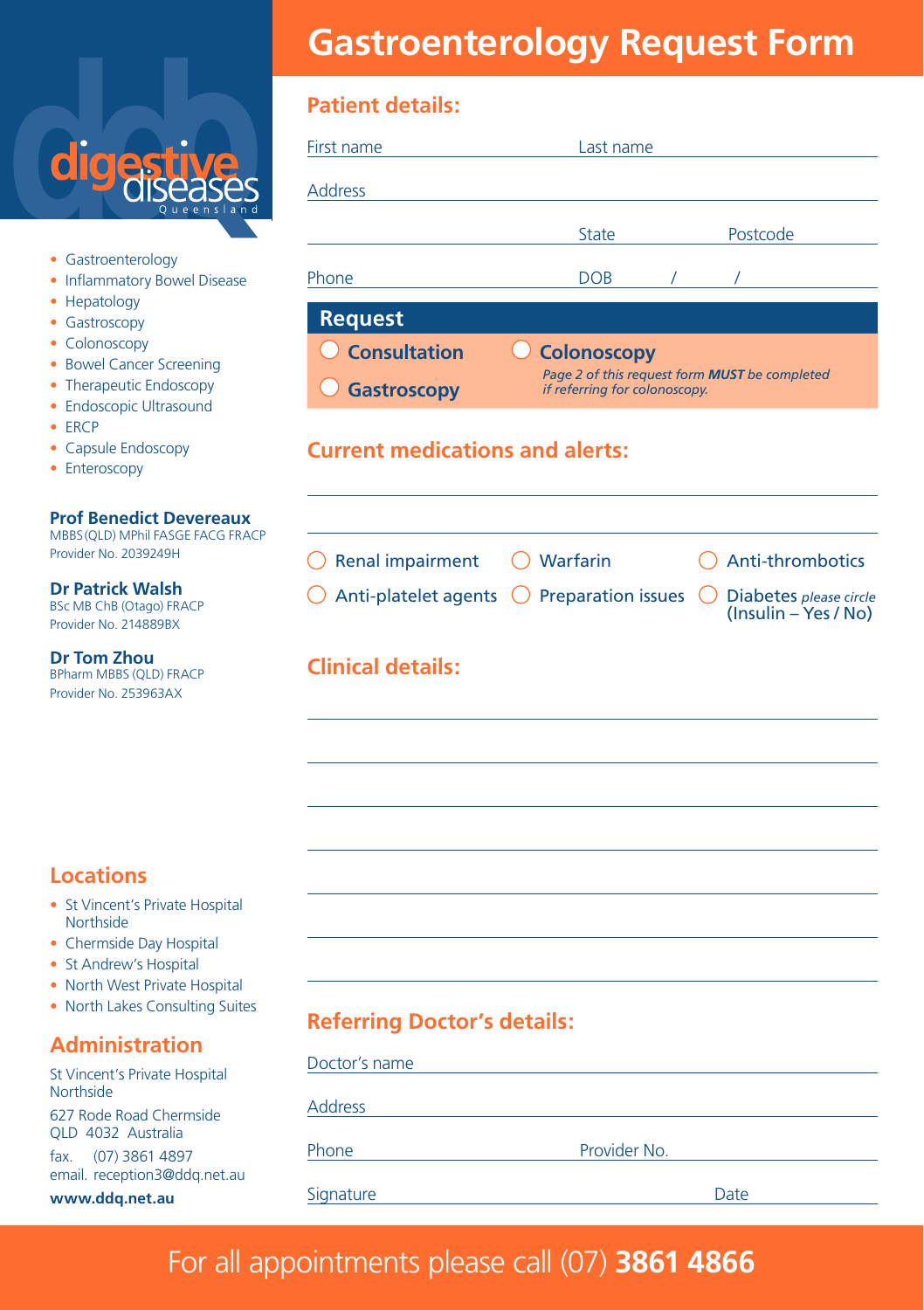# Gastroenterology Request Form

digestive diseases Queensland

- Gastroenterology
- Inflammatory Bowel Disease
- Hepatology
- Gastroscopy
- Colonoscopy
- Bowel Cancer Screening
- Therapeutic Endoscopy
- Endoscopic Ultrasound
- ERCP
- Capsule Endoscopy
- Enteroscopy

**Prof Benedict Devereaux**
MBBS (QLD) MPhil FASGE FACG FRACP
Provider No. 2039249H

**Dr Patrick Walsh**
BSc MB ChB (Otago) FRACP
Provider No. 214889BX

**Dr Tom Zhou**
BPharm MBBS (QLD) FRACP
Provider No. 253963AX

## Locations

- St Vincent's Private Hospital Northside
- Chermside Day Hospital
- St Andrew's Hospital
- North West Private Hospital
- North Lakes Consulting Suites

## Administration

St Vincent's Private Hospital Northside

627 Rode Road Chermside
QLD 4032 Australia

fax. (07) 3861 4897
email. reception3@ddq.net.au

**www.ddq.net.au**

## Patient details:

First name ____________ Last name ____________

Address ____________

____________ State ____________ Postcode ____________

Phone ____________ DOB / /

## Request

- ◯ **Consultation**
- ◯ **Gastroscopy**
- ◯ **Colonoscopy**
  *Page 2 of this request form **MUST** be completed if referring for colonoscopy.*

## Current medications and alerts:

____________

____________

- ◯ Renal impairment
- ◯ Warfarin
- ◯ Anti-thrombotics
- ◯ Anti-platelet agents
- ◯ Preparation issues
- ◯ Diabetes *please circle* (Insulin – Yes / No)

## Clinical details:

____________

____________

____________

____________

____________

____________

____________

## Referring Doctor's details:

Doctor's name ____________

Address ____________

Phone ____________ Provider No. ____________

Signature ____________ Date ____________

For all appointments please call (07) **3861 4866**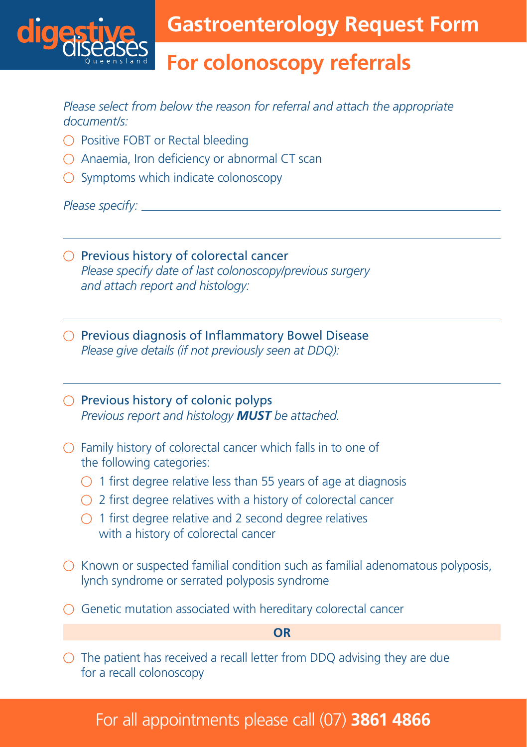digestive diseases Queensland

# Gastroenterology Request Form

## For colonoscopy referrals

*Please select from below the reason for referral and attach the appropriate document/s:*

- ◯ Positive FOBT or Rectal bleeding
- ◯ Anaemia, Iron deficiency or abnormal CT scan
- ◯ Symptoms which indicate colonoscopy

*Please specify:* ______________________________

---

◯ Previous history of colorectal cancer
*Please specify date of last colonoscopy/previous surgery and attach report and histology:*

---

◯ Previous diagnosis of Inflammatory Bowel Disease
*Please give details (if not previously seen at DDQ):*

---

◯ Previous history of colonic polyps
*Previous report and histology* ***MUST*** *be attached.*

◯ Family history of colorectal cancer which falls in to one of the following categories:

- ◯ 1 first degree relative less than 55 years of age at diagnosis
- ◯ 2 first degree relatives with a history of colorectal cancer
- ◯ 1 first degree relative and 2 second degree relatives with a history of colorectal cancer

◯ Known or suspected familial condition such as familial adenomatous polyposis, lynch syndrome or serrated polyposis syndrome

◯ Genetic mutation associated with hereditary colorectal cancer

**OR**

◯ The patient has received a recall letter from DDQ advising they are due for a recall colonoscopy

For all appointments please call (07) **3861 4866**